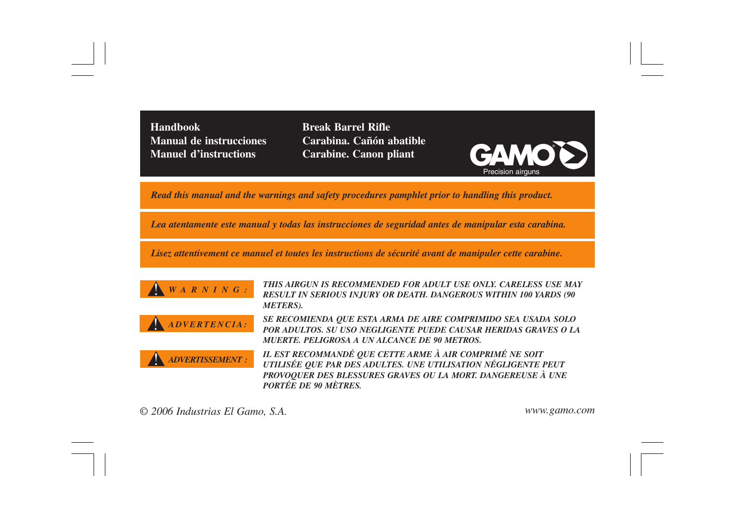**Handbook**
**Manual de instrucciones**
**Manuel d'instructions**

**Break Barrel Rifle**
**Carabina. Cañón abatible**
**Carabine. Canon pliant**

GAMO
Precision airguns

***Read this manual and the warnings and safety procedures pamphlet prior to handling this product.***

***Lea atentamente este manual y todas las instrucciones de seguridad antes de manipular esta carabina.***

***Lisez attentivement ce manuel et toutes les instructions de sécurité avant de manipuler cette carabine.***

***WARNING:*** ***THIS AIRGUN IS RECOMMENDED FOR ADULT USE ONLY. CARELESS USE MAY RESULT IN SERIOUS INJURY OR DEATH. DANGEROUS WITHIN 100 YARDS (90 METERS).***

***ADVERTENCIA:*** ***SE RECOMIENDA QUE ESTA ARMA DE AIRE COMPRIMIDO SEA USADA SOLO POR ADULTOS. SU USO NEGLIGENTE PUEDE CAUSAR HERIDAS GRAVES O LA MUERTE. PELIGROSA A UN ALCANCE DE 90 METROS.***

***ADVERTISSEMENT :*** ***IL EST RECOMMANDÉ QUE CETTE ARME À AIR COMPRIMÉ NE SOIT UTILISÉE QUE PAR DES ADULTES. UNE UTILISATION NÉGLIGENTE PEUT PROVOQUER DES BLESSURES GRAVES OU LA MORT. DANGEREUSE À UNE PORTÉE DE 90 MÈTRES.***

*© 2006 Industrias El Gamo, S.A.*

*www.gamo.com*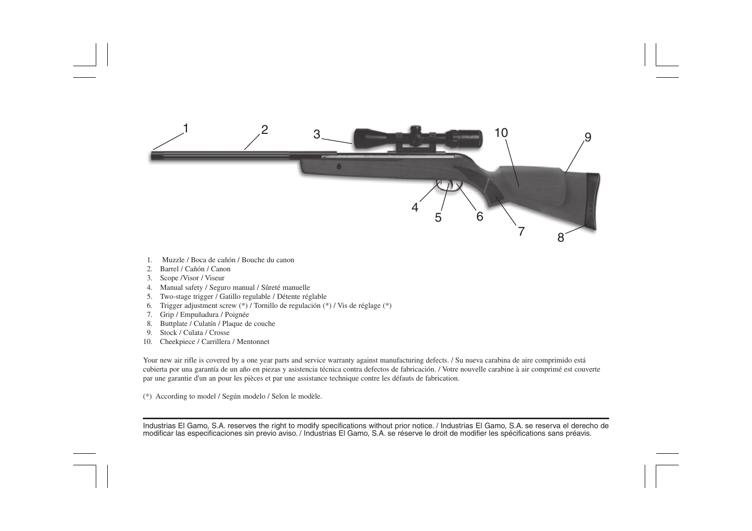1. Muzzle / Boca de cañón / Bouche du canon
2. Barrel / Cañón / Canon
3. Scope /Visor / Viseur
4. Manual safety / Seguro manual / Sûreté manuelle
5. Two-stage trigger / Gatillo regulable / Détente réglable
6. Trigger adjustment screw (*) / Tornillo de regulación (*) / Vis de réglage (*)
7. Grip / Empuñadura / Poignée
8. Buttplate / Culatín / Plaque de couche
9. Stock / Culata / Crosse
10. Cheekpiece / Carrillera / Mentonnet

Your new air rifle is covered by a one year parts and service warranty against manufacturing defects. / Su nueva carabina de aire comprimido está cubierta por una garantía de un año en piezas y asistencia técnica contra defectos de fabricación. / Votre nouvelle carabine à air comprimé est couverte par une garantie d'un an pour les pièces et par une assistance technique contre les défauts de fabrication.

(*) According to model / Según modelo / Selon le modèle.

---

Industrias El Gamo, S.A. reserves the right to modify specifications without prior notice. / Industrias El Gamo, S.A. se reserva el derecho de modificar las especificaciones sin previo aviso. / Industrias El Gamo, S.A. se réserve le droit de modifier les spécifications sans préavis.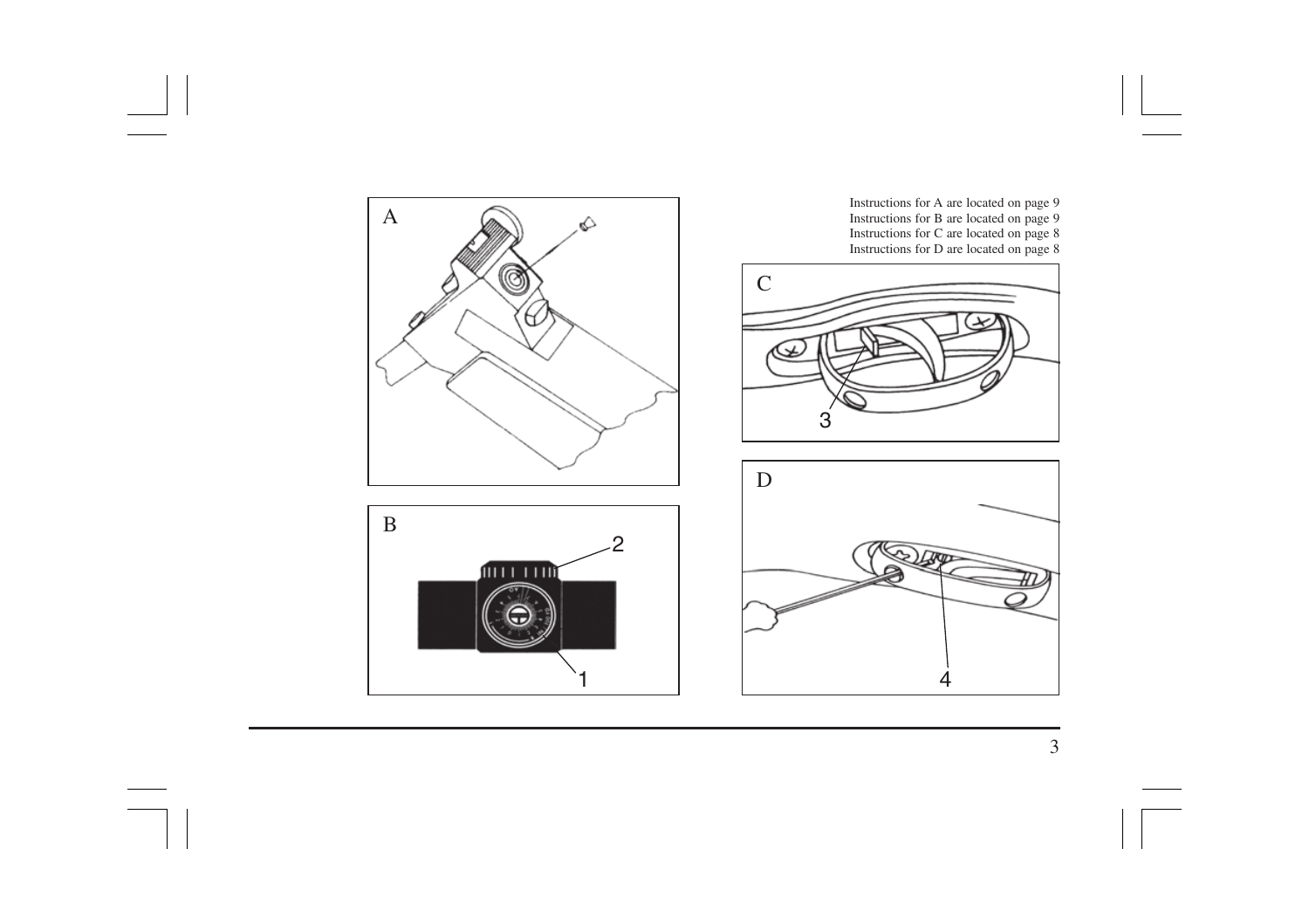Instructions for A are located on page 9
Instructions for B are located on page 9
Instructions for C are located on page 8
Instructions for D are located on page 8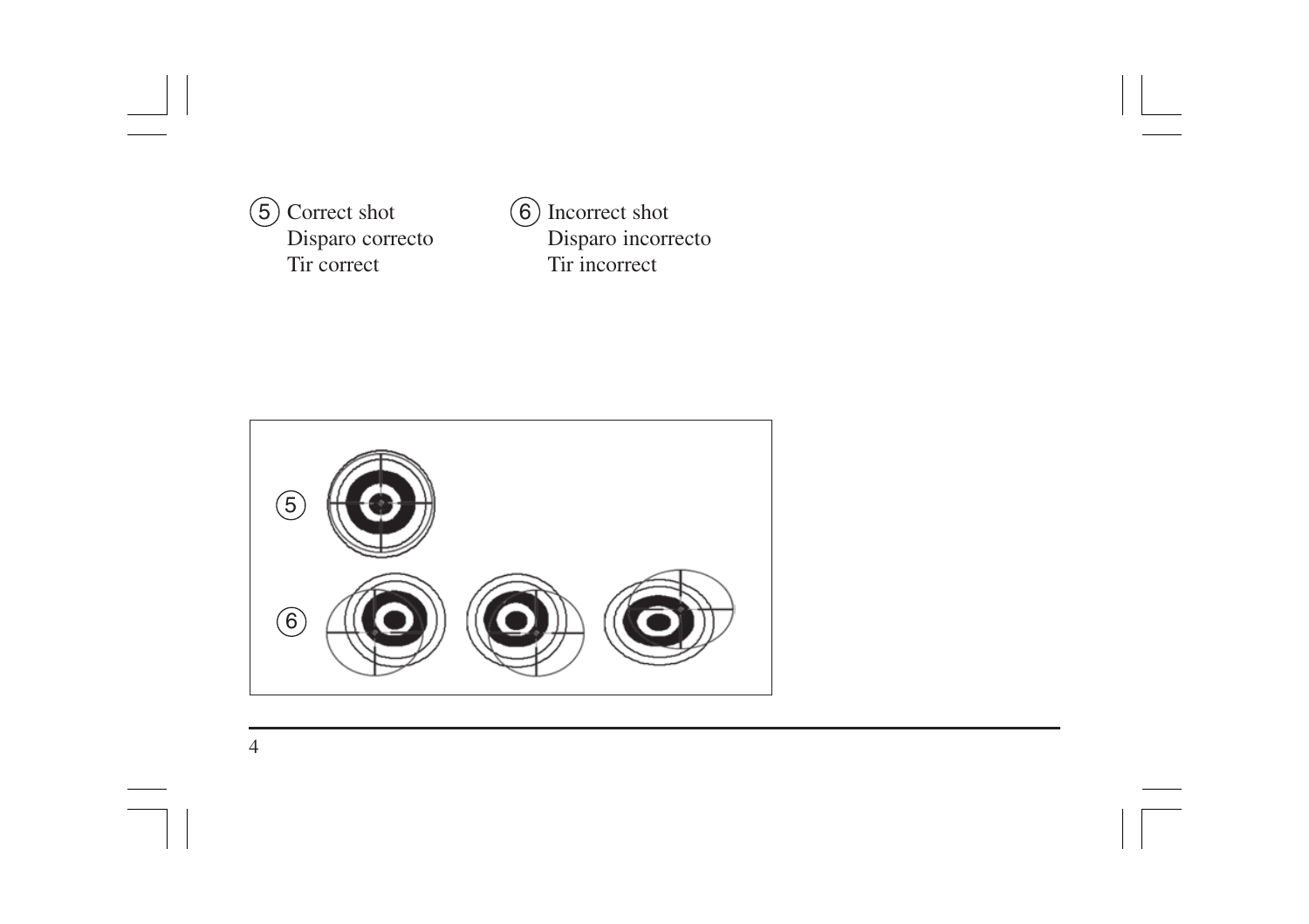⑤ Correct shot
Disparo correcto
Tir correct

⑥ Incorrect shot
Disparo incorrecto
Tir incorrect

⑤

⑥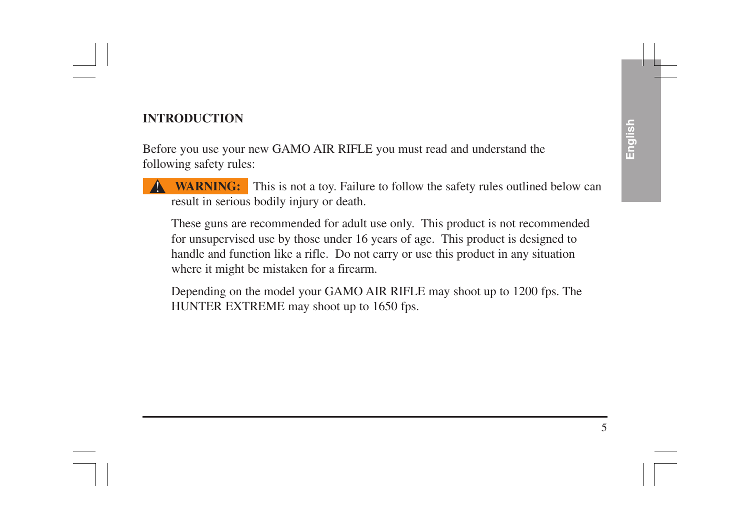## INTRODUCTION

Before you use your new GAMO AIR RIFLE you must read and understand the following safety rules:

**⚠ WARNING:** This is not a toy. Failure to follow the safety rules outlined below can result in serious bodily injury or death.

These guns are recommended for adult use only. This product is not recommended for unsupervised use by those under 16 years of age. This product is designed to handle and function like a rifle. Do not carry or use this product in any situation where it might be mistaken for a firearm.

Depending on the model your GAMO AIR RIFLE may shoot up to 1200 fps. The HUNTER EXTREME may shoot up to 1650 fps.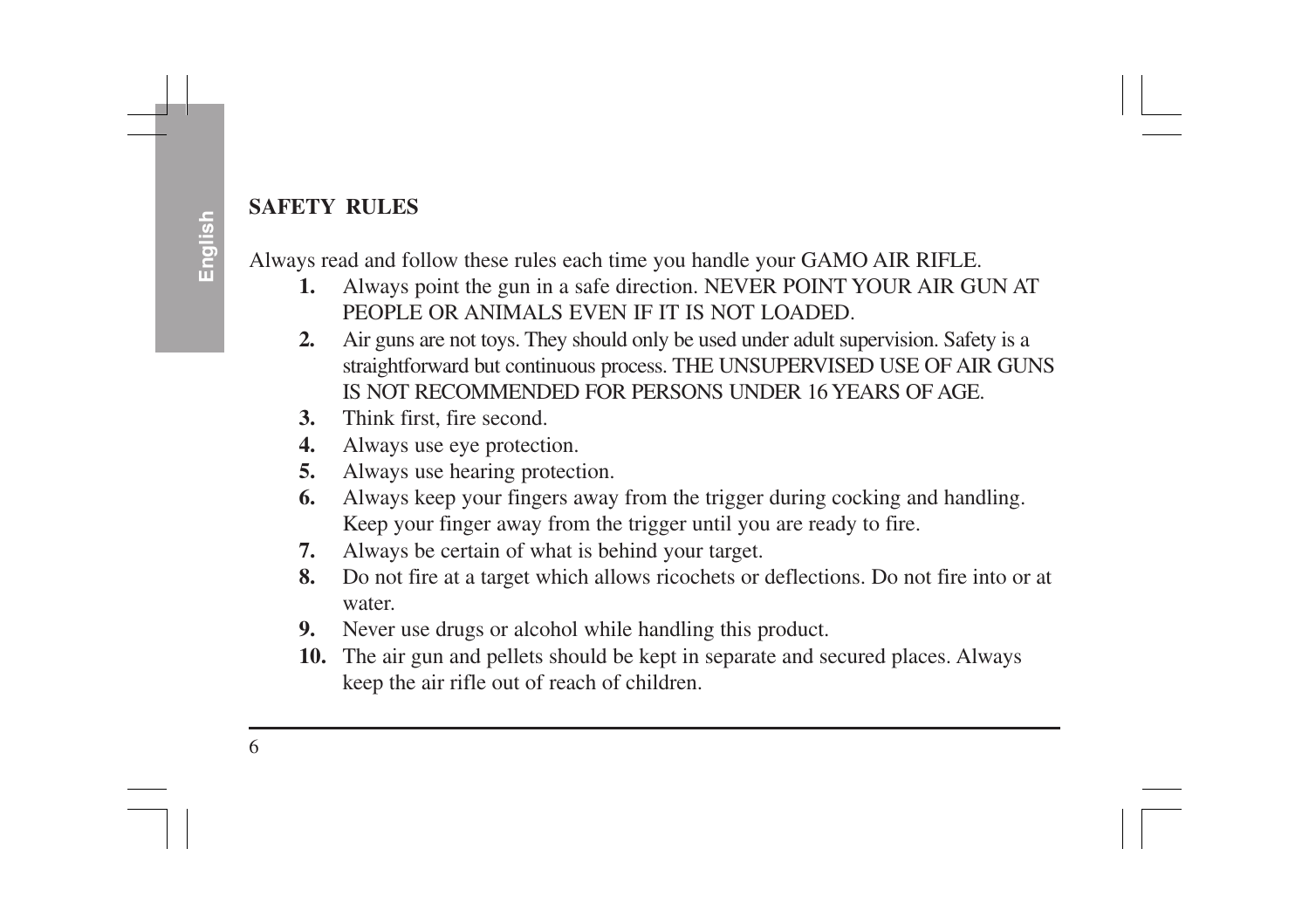**SAFETY RULES**

Always read and follow these rules each time you handle your GAMO AIR RIFLE.

1. Always point the gun in a safe direction. NEVER POINT YOUR AIR GUN AT PEOPLE OR ANIMALS EVEN IF IT IS NOT LOADED.
2. Air guns are not toys. They should only be used under adult supervision. Safety is a straightforward but continuous process. THE UNSUPERVISED USE OF AIR GUNS IS NOT RECOMMENDED FOR PERSONS UNDER 16 YEARS OF AGE.
3. Think first, fire second.
4. Always use eye protection.
5. Always use hearing protection.
6. Always keep your fingers away from the trigger during cocking and handling. Keep your finger away from the trigger until you are ready to fire.
7. Always be certain of what is behind your target.
8. Do not fire at a target which allows ricochets or deflections. Do not fire into or at water.
9. Never use drugs or alcohol while handling this product.
10. The air gun and pellets should be kept in separate and secured places. Always keep the air rifle out of reach of children.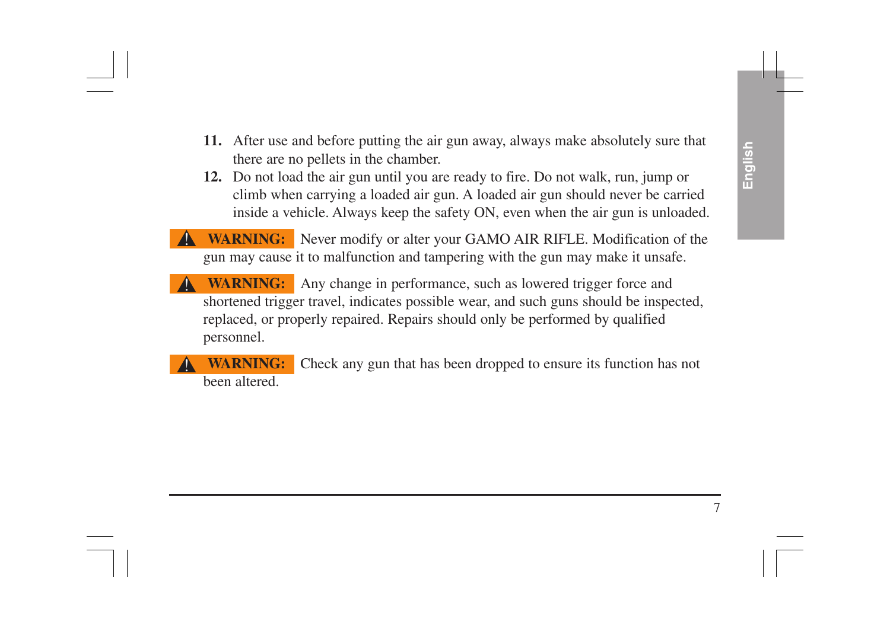11. After use and before putting the air gun away, always make absolutely sure that there are no pellets in the chamber.
12. Do not load the air gun until you are ready to fire. Do not walk, run, jump or climb when carrying a loaded air gun. A loaded air gun should never be carried inside a vehicle. Always keep the safety ON, even when the air gun is unloaded.

⚠ **WARNING:** Never modify or alter your GAMO AIR RIFLE. Modification of the gun may cause it to malfunction and tampering with the gun may make it unsafe.

⚠ **WARNING:** Any change in performance, such as lowered trigger force and shortened trigger travel, indicates possible wear, and such guns should be inspected, replaced, or properly repaired. Repairs should only be performed by qualified personnel.

⚠ **WARNING:** Check any gun that has been dropped to ensure its function has not been altered.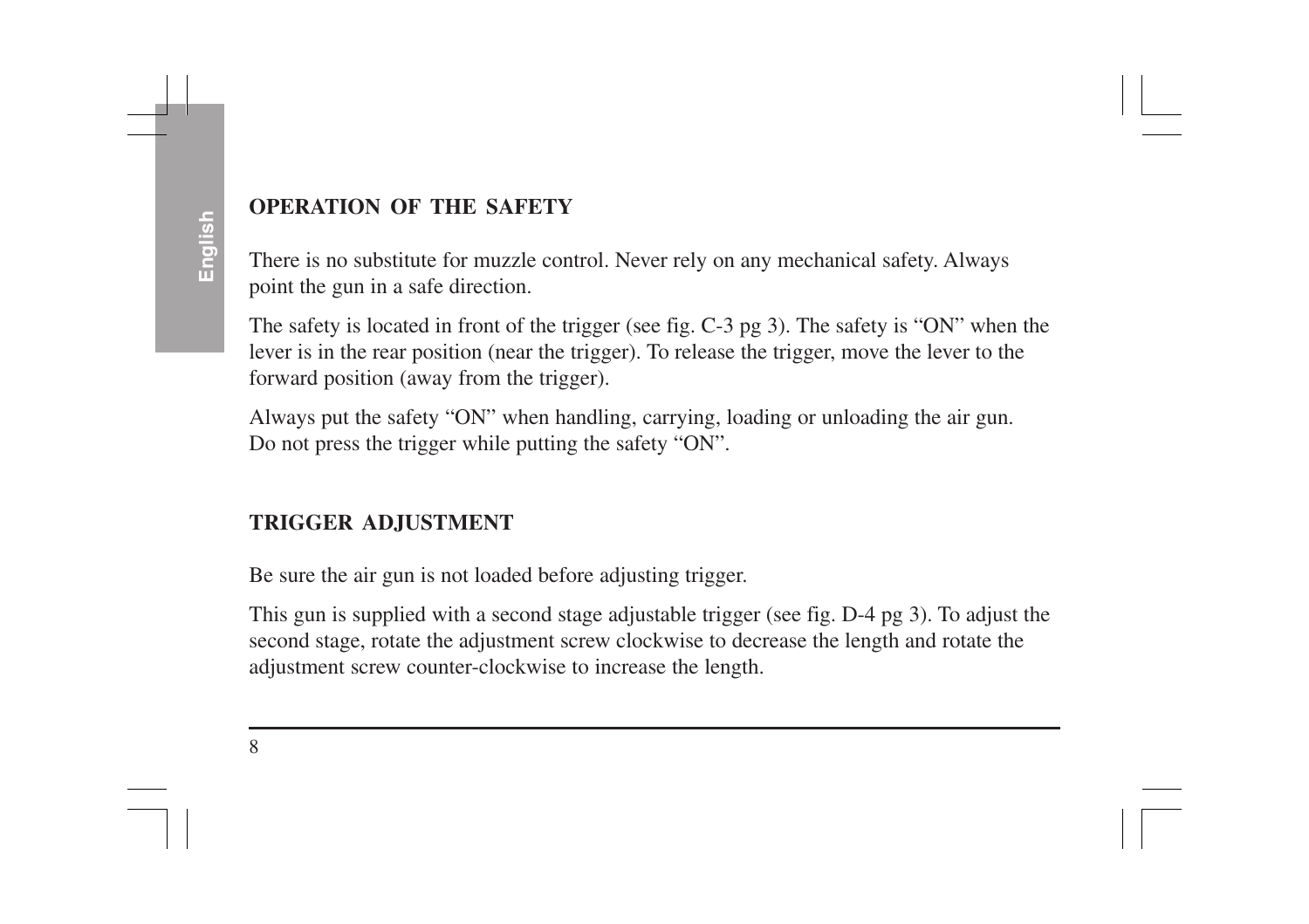## OPERATION OF THE SAFETY

There is no substitute for muzzle control. Never rely on any mechanical safety. Always point the gun in a safe direction.

The safety is located in front of the trigger (see fig. C-3 pg 3). The safety is “ON” when the lever is in the rear position (near the trigger). To release the trigger, move the lever to the forward position (away from the trigger).

Always put the safety “ON” when handling, carrying, loading or unloading the air gun. Do not press the trigger while putting the safety “ON”.

## TRIGGER ADJUSTMENT

Be sure the air gun is not loaded before adjusting trigger.

This gun is supplied with a second stage adjustable trigger (see fig. D-4 pg 3). To adjust the second stage, rotate the adjustment screw clockwise to decrease the length and rotate the adjustment screw counter-clockwise to increase the length.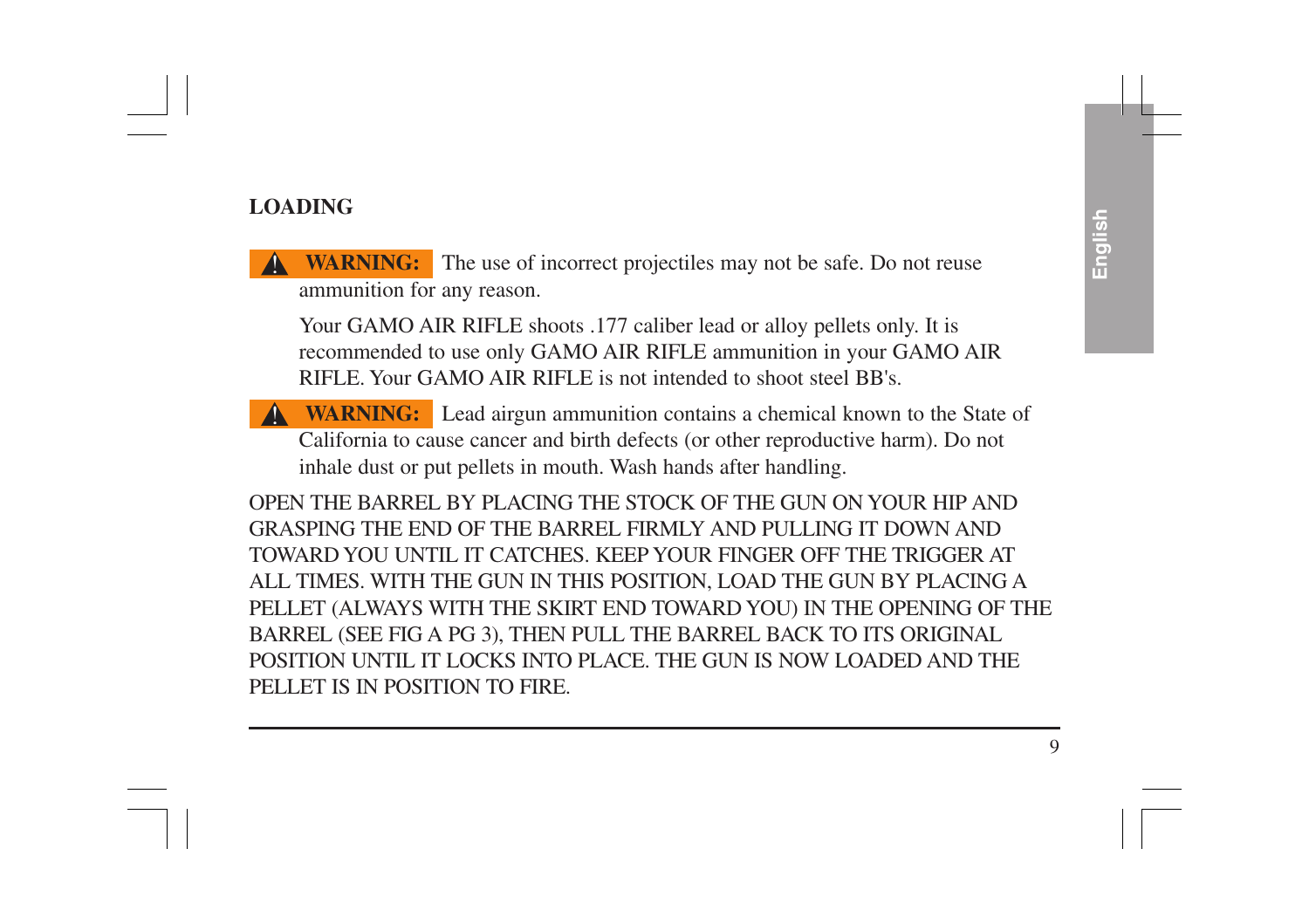## LOADING

⚠ **WARNING:** The use of incorrect projectiles may not be safe. Do not reuse ammunition for any reason.

Your GAMO AIR RIFLE shoots .177 caliber lead or alloy pellets only. It is recommended to use only GAMO AIR RIFLE ammunition in your GAMO AIR RIFLE. Your GAMO AIR RIFLE is not intended to shoot steel BB's.

⚠ **WARNING:** Lead airgun ammunition contains a chemical known to the State of California to cause cancer and birth defects (or other reproductive harm). Do not inhale dust or put pellets in mouth. Wash hands after handling.

OPEN THE BARREL BY PLACING THE STOCK OF THE GUN ON YOUR HIP AND GRASPING THE END OF THE BARREL FIRMLY AND PULLING IT DOWN AND TOWARD YOU UNTIL IT CATCHES. KEEP YOUR FINGER OFF THE TRIGGER AT ALL TIMES. WITH THE GUN IN THIS POSITION, LOAD THE GUN BY PLACING A PELLET (ALWAYS WITH THE SKIRT END TOWARD YOU) IN THE OPENING OF THE BARREL (SEE FIG A PG 3), THEN PULL THE BARREL BACK TO ITS ORIGINAL POSITION UNTIL IT LOCKS INTO PLACE. THE GUN IS NOW LOADED AND THE PELLET IS IN POSITION TO FIRE.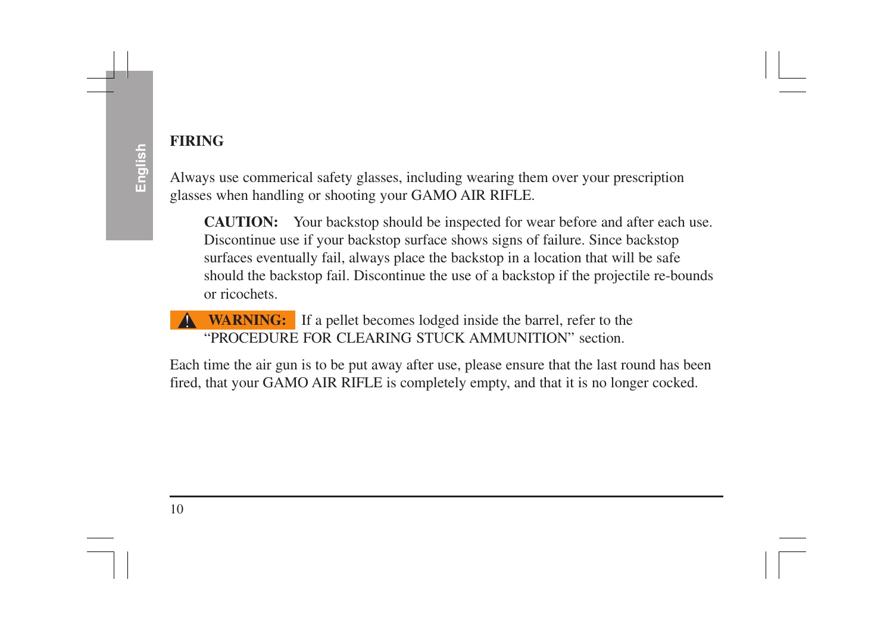## FIRING

Always use commerical safety glasses, including wearing them over your prescription glasses when handling or shooting your GAMO AIR RIFLE.

> **CAUTION:** Your backstop should be inspected for wear before and after each use. Discontinue use if your backstop surface shows signs of failure. Since backstop surfaces eventually fail, always place the backstop in a location that will be safe should the backstop fail. Discontinue the use of a backstop if the projectile re-bounds or ricochets.

**⚠ WARNING:** If a pellet becomes lodged inside the barrel, refer to the "PROCEDURE FOR CLEARING STUCK AMMUNITION" section.

Each time the air gun is to be put away after use, please ensure that the last round has been fired, that your GAMO AIR RIFLE is completely empty, and that it is no longer cocked.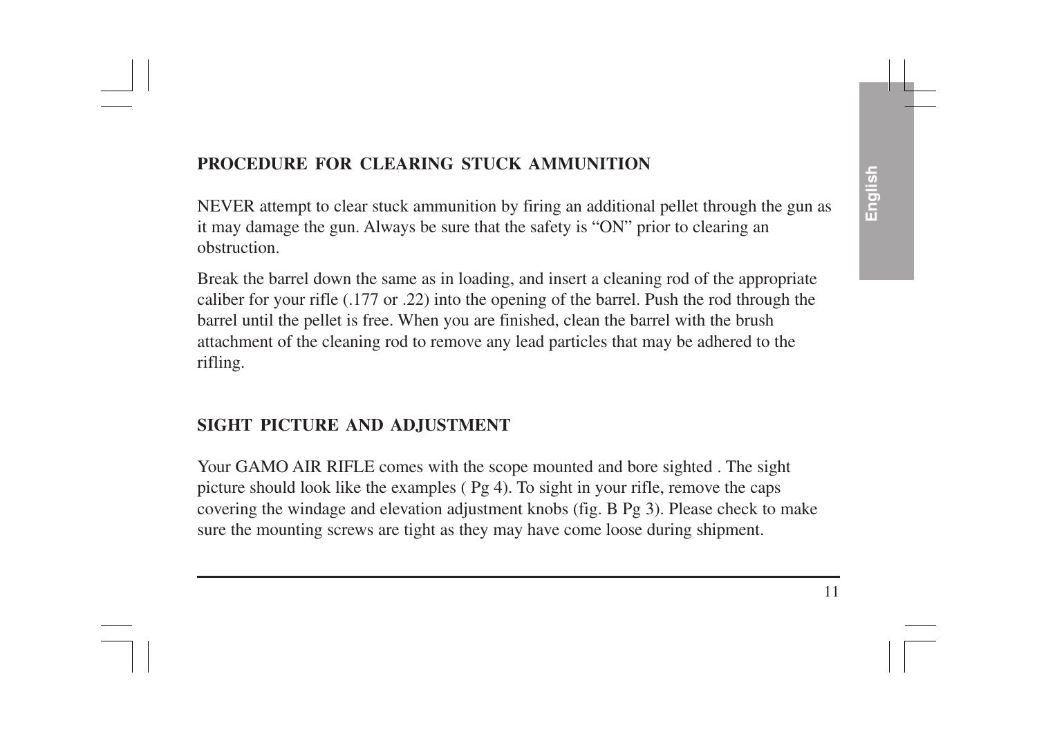## PROCEDURE FOR CLEARING STUCK AMMUNITION

NEVER attempt to clear stuck ammunition by firing an additional pellet through the gun as it may damage the gun. Always be sure that the safety is "ON" prior to clearing an obstruction.

Break the barrel down the same as in loading, and insert a cleaning rod of the appropriate caliber for your rifle (.177 or .22) into the opening of the barrel. Push the rod through the barrel until the pellet is free. When you are finished, clean the barrel with the brush attachment of the cleaning rod to remove any lead particles that may be adhered to the rifling.

## SIGHT PICTURE AND ADJUSTMENT

Your GAMO AIR RIFLE comes with the scope mounted and bore sighted . The sight picture should look like the examples ( Pg 4). To sight in your rifle, remove the caps covering the windage and elevation adjustment knobs (fig. B Pg 3). Please check to make sure the mounting screws are tight as they may have come loose during shipment.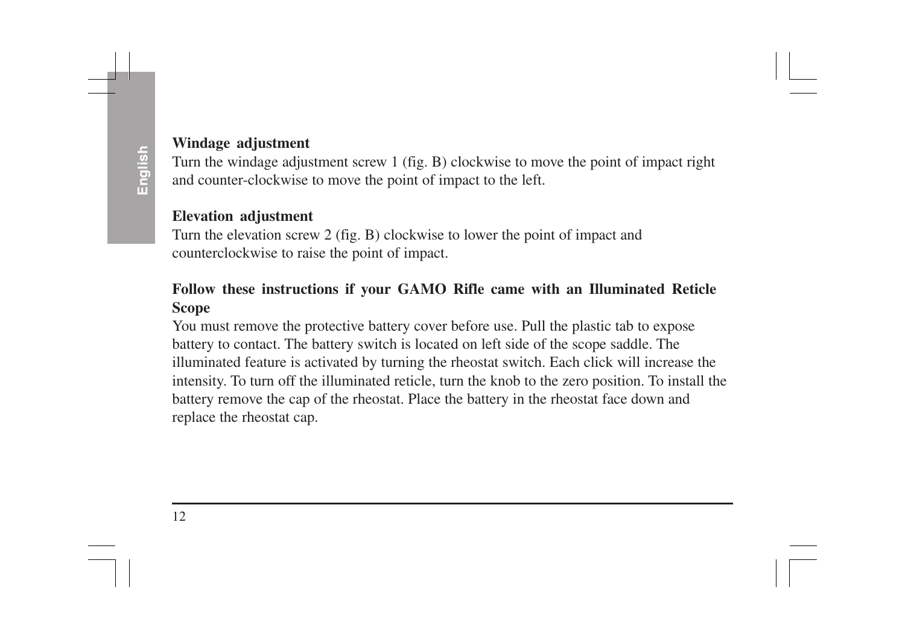**Windage adjustment**

Turn the windage adjustment screw 1 (fig. B) clockwise to move the point of impact right and counter-clockwise to move the point of impact to the left.

**Elevation adjustment**

Turn the elevation screw 2 (fig. B) clockwise to lower the point of impact and counterclockwise to raise the point of impact.

**Follow these instructions if your GAMO Rifle came with an Illuminated Reticle Scope**

You must remove the protective battery cover before use. Pull the plastic tab to expose battery to contact. The battery switch is located on left side of the scope saddle. The illuminated feature is activated by turning the rheostat switch. Each click will increase the intensity. To turn off the illuminated reticle, turn the knob to the zero position. To install the battery remove the cap of the rheostat. Place the battery in the rheostat face down and replace the rheostat cap.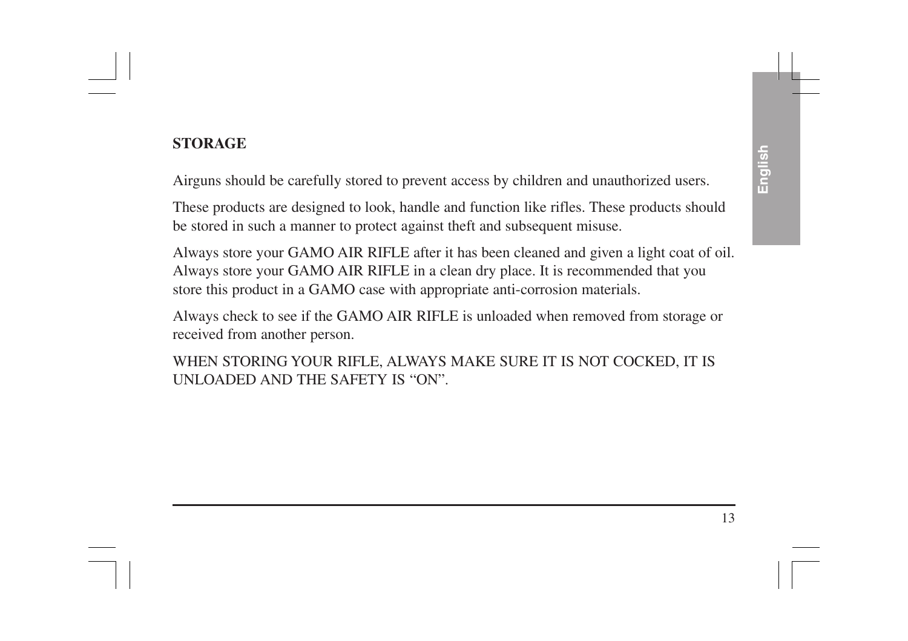## STORAGE

Airguns should be carefully stored to prevent access by children and unauthorized users.

These products are designed to look, handle and function like rifles. These products should be stored in such a manner to protect against theft and subsequent misuse.

Always store your GAMO AIR RIFLE after it has been cleaned and given a light coat of oil. Always store your GAMO AIR RIFLE in a clean dry place. It is recommended that you store this product in a GAMO case with appropriate anti-corrosion materials.

Always check to see if the GAMO AIR RIFLE is unloaded when removed from storage or received from another person.

WHEN STORING YOUR RIFLE, ALWAYS MAKE SURE IT IS NOT COCKED, IT IS UNLOADED AND THE SAFETY IS “ON”.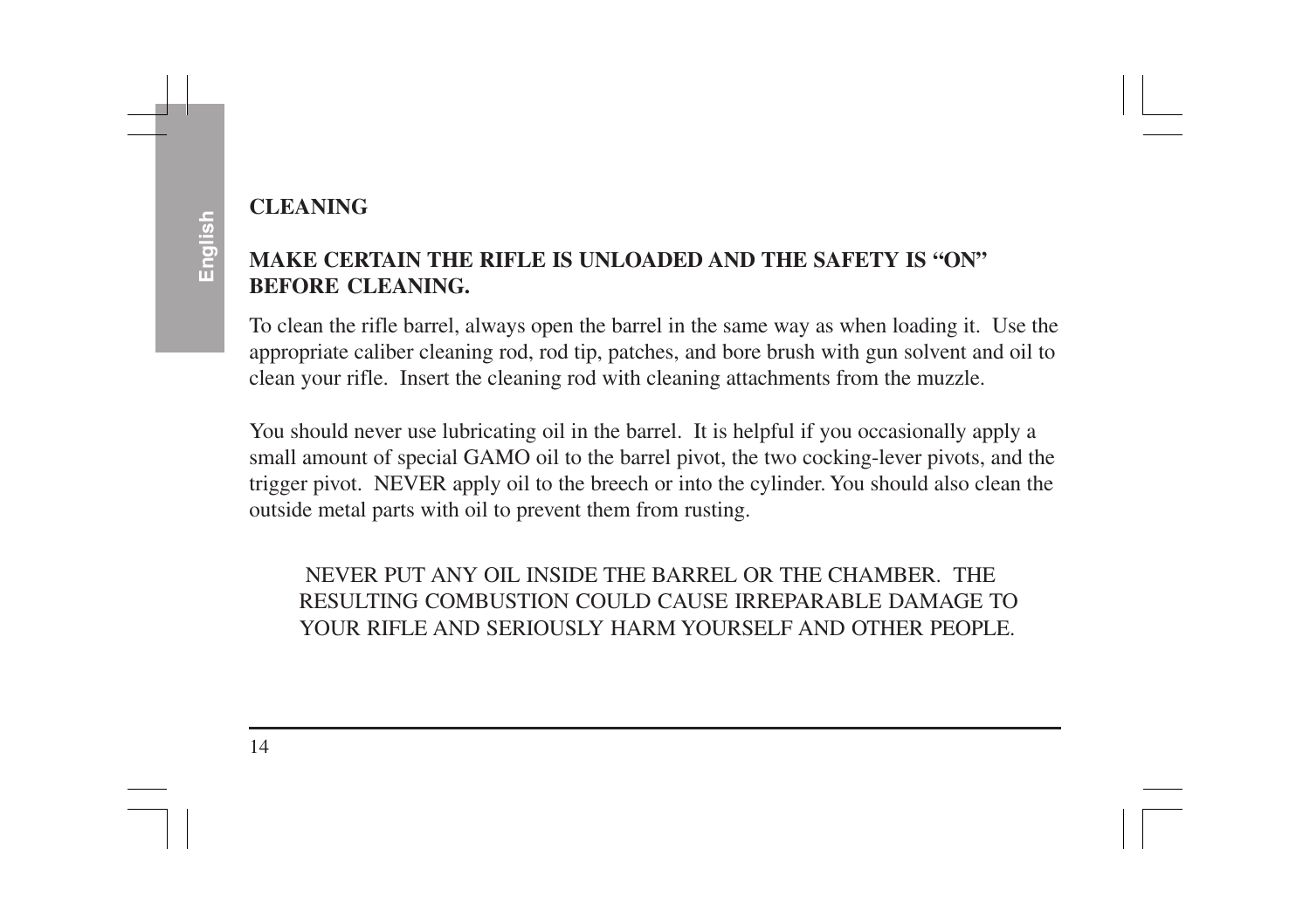## CLEANING

**MAKE CERTAIN THE RIFLE IS UNLOADED AND THE SAFETY IS "ON" BEFORE CLEANING.**

To clean the rifle barrel, always open the barrel in the same way as when loading it. Use the appropriate caliber cleaning rod, rod tip, patches, and bore brush with gun solvent and oil to clean your rifle. Insert the cleaning rod with cleaning attachments from the muzzle.

You should never use lubricating oil in the barrel. It is helpful if you occasionally apply a small amount of special GAMO oil to the barrel pivot, the two cocking-lever pivots, and the trigger pivot. NEVER apply oil to the breech or into the cylinder. You should also clean the outside metal parts with oil to prevent them from rusting.

NEVER PUT ANY OIL INSIDE THE BARREL OR THE CHAMBER. THE RESULTING COMBUSTION COULD CAUSE IRREPARABLE DAMAGE TO YOUR RIFLE AND SERIOUSLY HARM YOURSELF AND OTHER PEOPLE.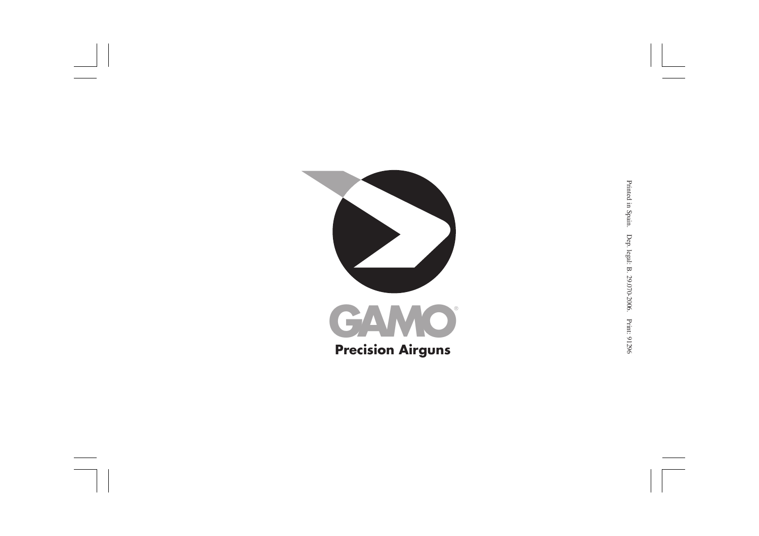GAMO®

**Precision Airguns**

Printed in Spain. Dep. legal: B. 29.070-2006. Print: 91296